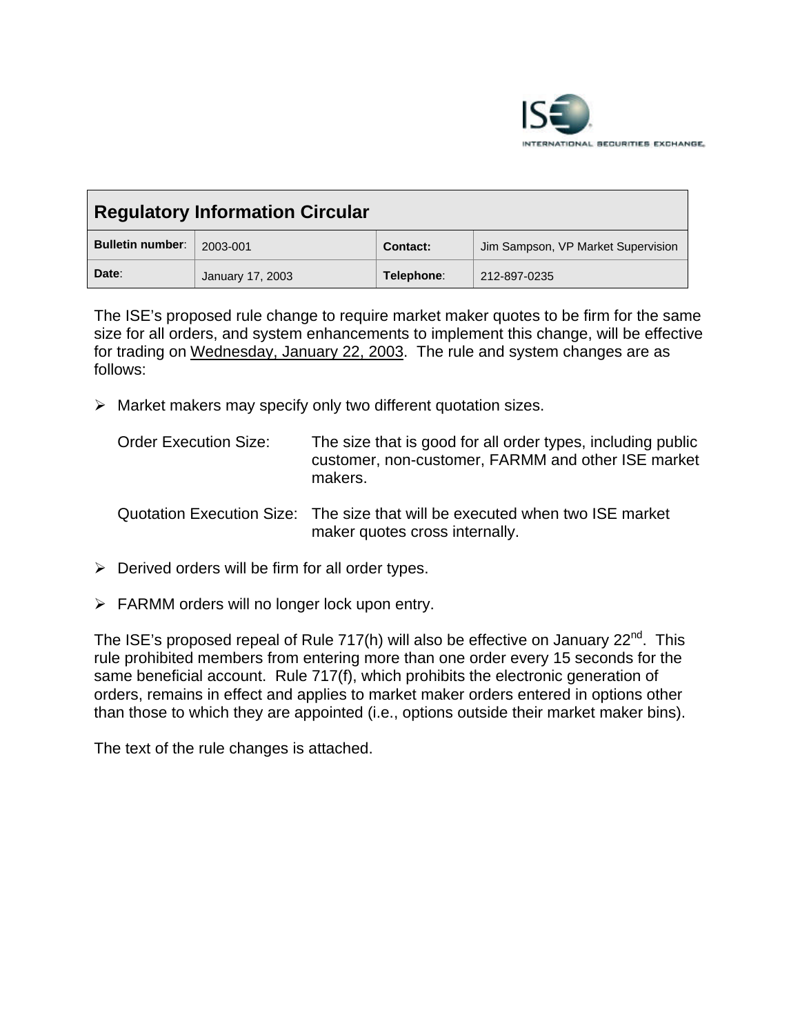ISE INTERNATIONAL SECURITIES EXCHANGE

| Regulatory Information Circular | | | |
|---|---|---|---|
| **Bulletin number**: | 2003-001 | **Contact:** | Jim Sampson, VP Market Supervision |
| **Date**: | January 17, 2003 | **Telephone**: | 212-897-0235 |

The ISE's proposed rule change to require market maker quotes to be firm for the same size for all orders, and system enhancements to implement this change, will be effective for trading on Wednesday, January 22, 2003. The rule and system changes are as follows:

- Market makers may specify only two different quotation sizes.

  Order Execution Size: The size that is good for all order types, including public customer, non-customer, FARMM and other ISE market makers.

  Quotation Execution Size: The size that will be executed when two ISE market maker quotes cross internally.

- Derived orders will be firm for all order types.

- FARMM orders will no longer lock upon entry.

The ISE's proposed repeal of Rule 717(h) will also be effective on January 22nd. This rule prohibited members from entering more than one order every 15 seconds for the same beneficial account. Rule 717(f), which prohibits the electronic generation of orders, remains in effect and applies to market maker orders entered in options other than those to which they are appointed (i.e., options outside their market maker bins).

The text of the rule changes is attached.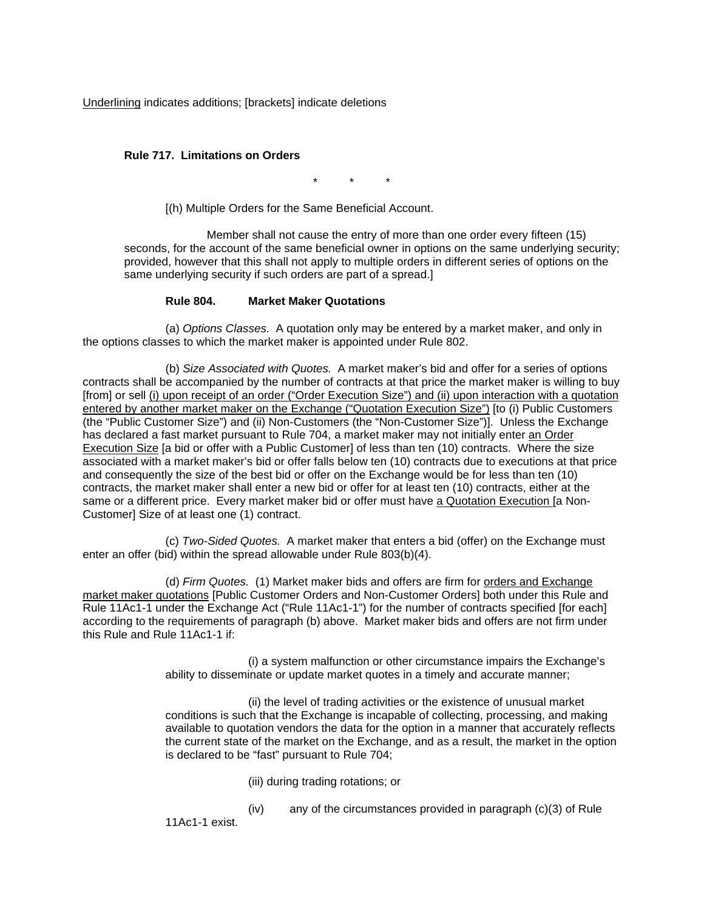Underlining indicates additions; [brackets] indicate deletions

**Rule 717. Limitations on Orders**

\* \* \*

[(h) Multiple Orders for the Same Beneficial Account.

Member shall not cause the entry of more than one order every fifteen (15) seconds, for the account of the same beneficial owner in options on the same underlying security; provided, however that this shall not apply to multiple orders in different series of options on the same underlying security if such orders are part of a spread.]

**Rule 804. Market Maker Quotations**

(a) *Options Classes.* A quotation only may be entered by a market maker, and only in the options classes to which the market maker is appointed under Rule 802.

(b) *Size Associated with Quotes.* A market maker's bid and offer for a series of options contracts shall be accompanied by the number of contracts at that price the market maker is willing to buy [from] or sell <u>(i) upon receipt of an order ("Order Execution Size") and (ii) upon interaction with a quotation entered by another market maker on the Exchange ("Quotation Execution Size")</u> [to (i) Public Customers (the "Public Customer Size") and (ii) Non-Customers (the "Non-Customer Size")]. Unless the Exchange has declared a fast market pursuant to Rule 704, a market maker may not initially enter <u>an Order Execution Size</u> [a bid or offer with a Public Customer] of less than ten (10) contracts. Where the size associated with a market maker's bid or offer falls below ten (10) contracts due to executions at that price and consequently the size of the best bid or offer on the Exchange would be for less than ten (10) contracts, the market maker shall enter a new bid or offer for at least ten (10) contracts, either at the same or a different price. Every market maker bid or offer must have <u>a Quotation Execution</u> [a Non-Customer] Size of at least one (1) contract.

(c) *Two-Sided Quotes.* A market maker that enters a bid (offer) on the Exchange must enter an offer (bid) within the spread allowable under Rule 803(b)(4).

(d) *Firm Quotes.* (1) Market maker bids and offers are firm for <u>orders and Exchange market maker quotations</u> [Public Customer Orders and Non-Customer Orders] both under this Rule and Rule 11Ac1-1 under the Exchange Act ("Rule 11Ac1-1") for the number of contracts specified [for each] according to the requirements of paragraph (b) above. Market maker bids and offers are not firm under this Rule and Rule 11Ac1-1 if:

(i) a system malfunction or other circumstance impairs the Exchange's ability to disseminate or update market quotes in a timely and accurate manner;

(ii) the level of trading activities or the existence of unusual market conditions is such that the Exchange is incapable of collecting, processing, and making available to quotation vendors the data for the option in a manner that accurately reflects the current state of the market on the Exchange, and as a result, the market in the option is declared to be "fast" pursuant to Rule 704;

(iii) during trading rotations; or

(iv) any of the circumstances provided in paragraph (c)(3) of Rule 11Ac1-1 exist.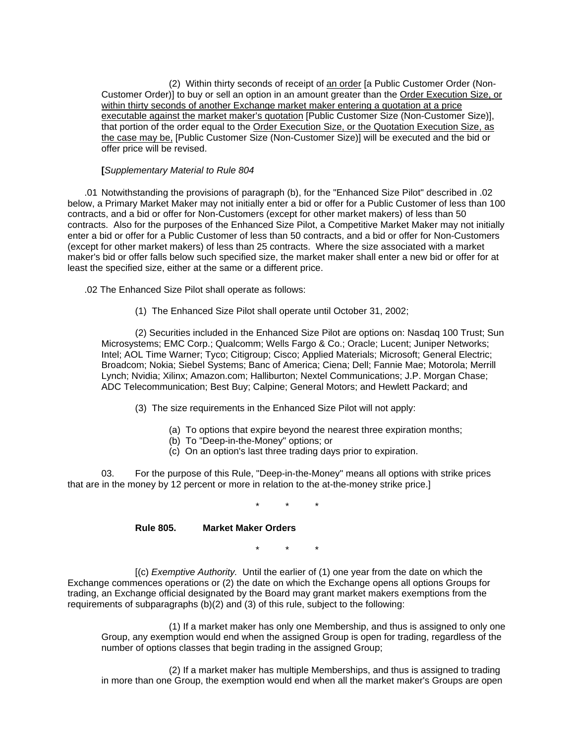(2) Within thirty seconds of receipt of <u>an order</u> [a Public Customer Order (Non-Customer Order)] to buy or sell an option in an amount greater than the <u>Order Execution Size, or within thirty seconds of another Exchange market maker entering a quotation at a price executable against the market maker's quotation</u> [Public Customer Size (Non-Customer Size)], that portion of the order equal to the <u>Order Execution Size, or the Quotation Execution Size, as the case may be,</u> [Public Customer Size (Non-Customer Size)] will be executed and the bid or offer price will be revised.

**[***Supplementary Material to Rule 804*

.01 Notwithstanding the provisions of paragraph (b), for the "Enhanced Size Pilot" described in .02 below, a Primary Market Maker may not initially enter a bid or offer for a Public Customer of less than 100 contracts, and a bid or offer for Non-Customers (except for other market makers) of less than 50 contracts. Also for the purposes of the Enhanced Size Pilot, a Competitive Market Maker may not initially enter a bid or offer for a Public Customer of less than 50 contracts, and a bid or offer for Non-Customers (except for other market makers) of less than 25 contracts. Where the size associated with a market maker's bid or offer falls below such specified size, the market maker shall enter a new bid or offer for at least the specified size, either at the same or a different price.

.02 The Enhanced Size Pilot shall operate as follows:

(1) The Enhanced Size Pilot shall operate until October 31, 2002;

(2) Securities included in the Enhanced Size Pilot are options on: Nasdaq 100 Trust; Sun Microsystems; EMC Corp.; Qualcomm; Wells Fargo & Co.; Oracle; Lucent; Juniper Networks; Intel; AOL Time Warner; Tyco; Citigroup; Cisco; Applied Materials; Microsoft; General Electric; Broadcom; Nokia; Siebel Systems; Banc of America; Ciena; Dell; Fannie Mae; Motorola; Merrill Lynch; Nvidia; Xilinx; Amazon.com; Halliburton; Nextel Communications; J.P. Morgan Chase; ADC Telecommunication; Best Buy; Calpine; General Motors; and Hewlett Packard; and

(3) The size requirements in the Enhanced Size Pilot will not apply:

(a) To options that expire beyond the nearest three expiration months;
(b) To "Deep-in-the-Money" options; or
(c) On an option's last three trading days prior to expiration.

03. For the purpose of this Rule, "Deep-in-the-Money" means all options with strike prices that are in the money by 12 percent or more in relation to the at-the-money strike price.]

\* \* \*

**Rule 805. Market Maker Orders**

\* \* \*

[(c) *Exemptive Authority.* Until the earlier of (1) one year from the date on which the Exchange commences operations or (2) the date on which the Exchange opens all options Groups for trading, an Exchange official designated by the Board may grant market makers exemptions from the requirements of subparagraphs (b)(2) and (3) of this rule, subject to the following:

(1) If a market maker has only one Membership, and thus is assigned to only one Group, any exemption would end when the assigned Group is open for trading, regardless of the number of options classes that begin trading in the assigned Group;

(2) If a market maker has multiple Memberships, and thus is assigned to trading in more than one Group, the exemption would end when all the market maker's Groups are open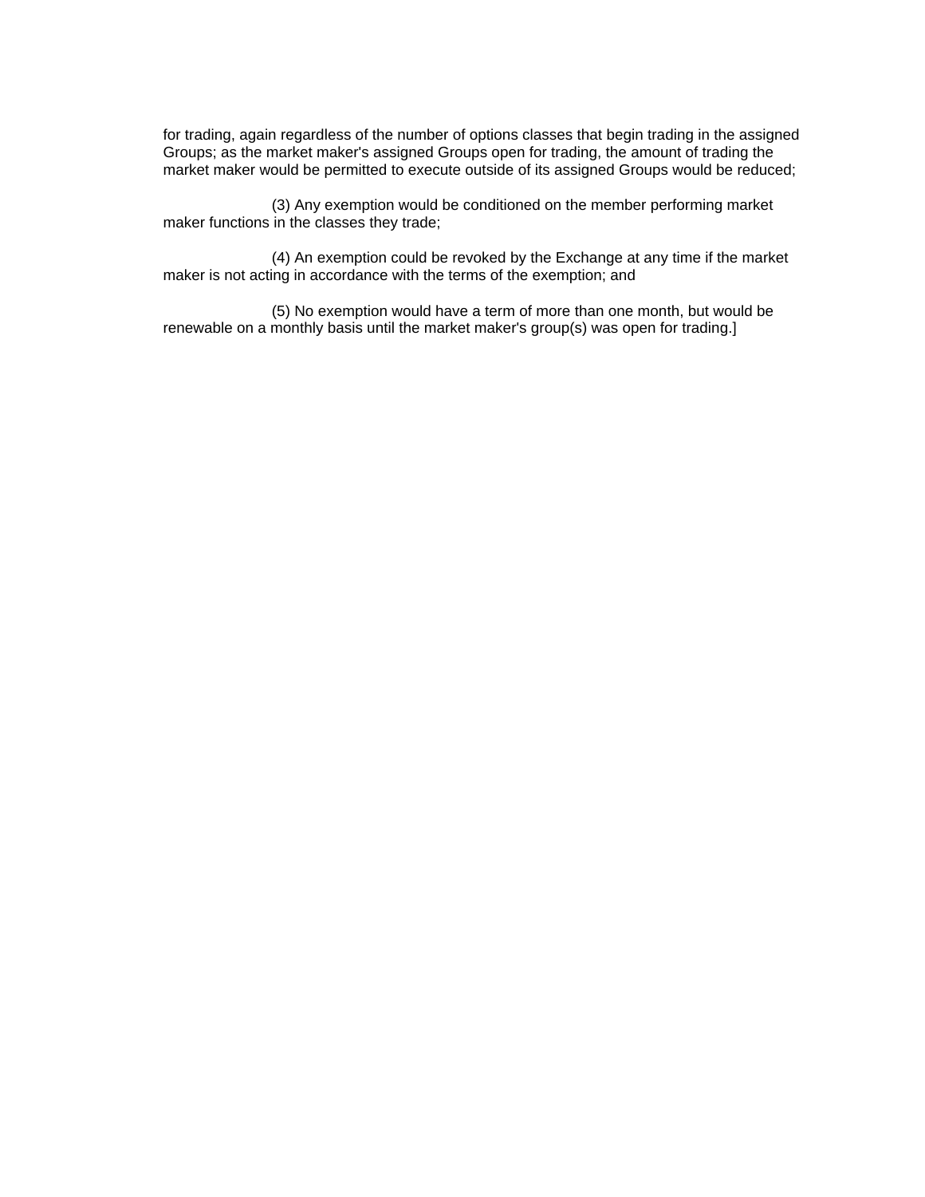for trading, again regardless of the number of options classes that begin trading in the assigned Groups; as the market maker's assigned Groups open for trading, the amount of trading the market maker would be permitted to execute outside of its assigned Groups would be reduced;

(3) Any exemption would be conditioned on the member performing market maker functions in the classes they trade;

(4) An exemption could be revoked by the Exchange at any time if the market maker is not acting in accordance with the terms of the exemption; and

(5) No exemption would have a term of more than one month, but would be renewable on a monthly basis until the market maker's group(s) was open for trading.]